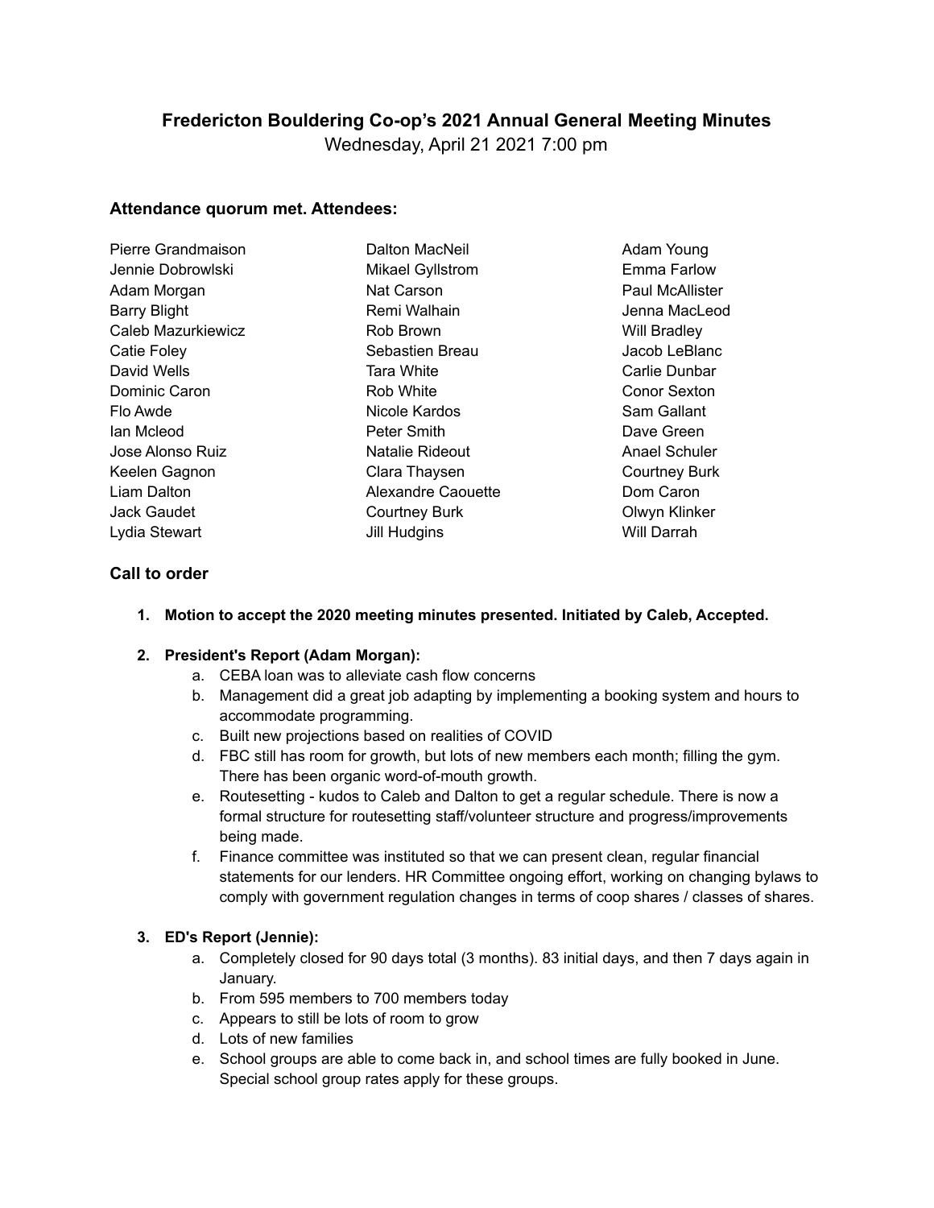# Fredericton Bouldering Co-op's 2021 Annual General Meeting Minutes

Wednesday, April 21 2021 7:00 pm

### Attendance quorum met. Attendees:

Pierre Grandmaison
Jennie Dobrowlski
Adam Morgan
Barry Blight
Caleb Mazurkiewicz
Catie Foley
David Wells
Dominic Caron
Flo Awde
Ian Mcleod
Jose Alonso Ruiz
Keelen Gagnon
Liam Dalton
Jack Gaudet
Lydia Stewart
Dalton MacNeil
Mikael Gyllstrom
Nat Carson
Remi Walhain
Rob Brown
Sebastien Breau
Tara White
Rob White
Nicole Kardos
Peter Smith
Natalie Rideout
Clara Thaysen
Alexandre Caouette
Courtney Burk
Jill Hudgins
Adam Young
Emma Farlow
Paul McAllister
Jenna MacLeod
Will Bradley
Jacob LeBlanc
Carlie Dunbar
Conor Sexton
Sam Gallant
Dave Green
Anael Schuler
Courtney Burk
Dom Caron
Olwyn Klinker
Will Darrah

### Call to order

1. **Motion to accept the 2020 meeting minutes presented. Initiated by Caleb, Accepted.**

2. **President's Report (Adam Morgan):**
   a. CEBA loan was to alleviate cash flow concerns
   b. Management did a great job adapting by implementing a booking system and hours to accommodate programming.
   c. Built new projections based on realities of COVID
   d. FBC still has room for growth, but lots of new members each month; filling the gym. There has been organic word-of-mouth growth.
   e. Routesetting - kudos to Caleb and Dalton to get a regular schedule. There is now a formal structure for routesetting staff/volunteer structure and progress/improvements being made.
   f. Finance committee was instituted so that we can present clean, regular financial statements for our lenders. HR Committee ongoing effort, working on changing bylaws to comply with government regulation changes in terms of coop shares / classes of shares.

3. **ED's Report (Jennie):**
   a. Completely closed for 90 days total (3 months). 83 initial days, and then 7 days again in January.
   b. From 595 members to 700 members today
   c. Appears to still be lots of room to grow
   d. Lots of new families
   e. School groups are able to come back in, and school times are fully booked in June. Special school group rates apply for these groups.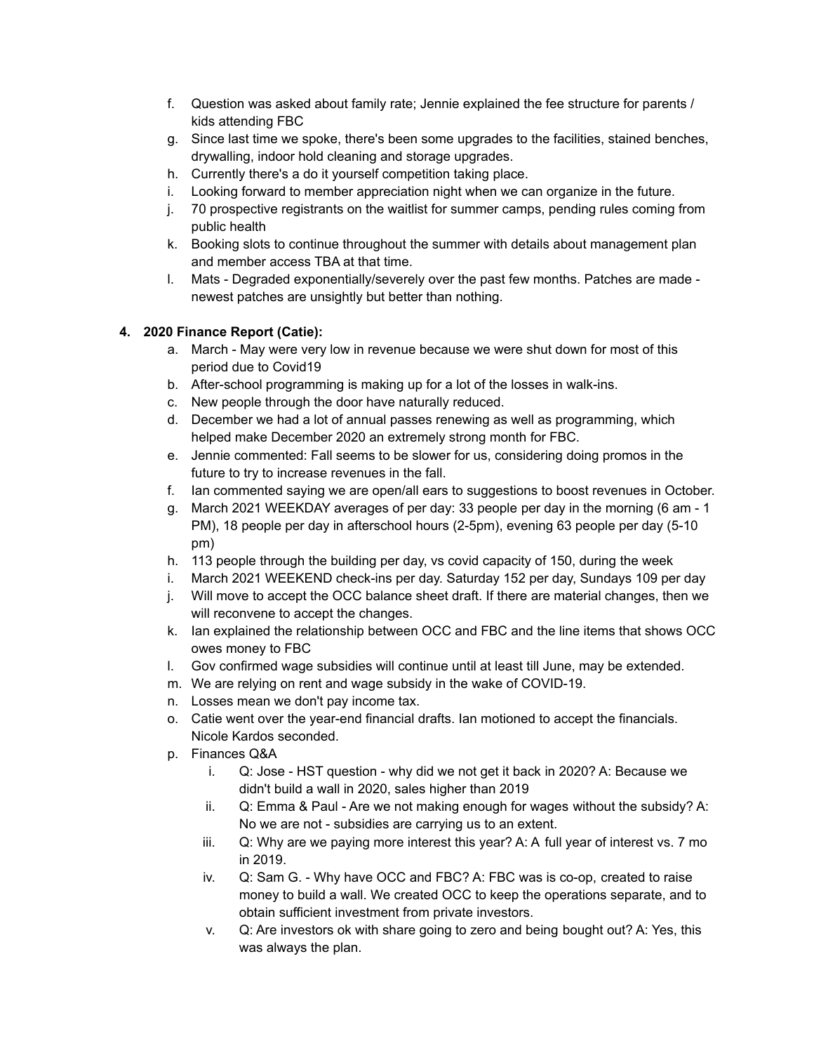f. Question was asked about family rate; Jennie explained the fee structure for parents / kids attending FBC
g. Since last time we spoke, there's been some upgrades to the facilities, stained benches, drywalling, indoor hold cleaning and storage upgrades.
h. Currently there's a do it yourself competition taking place.
i. Looking forward to member appreciation night when we can organize in the future.
j. 70 prospective registrants on the waitlist for summer camps, pending rules coming from public health
k. Booking slots to continue throughout the summer with details about management plan and member access TBA at that time.
l. Mats - Degraded exponentially/severely over the past few months. Patches are made - newest patches are unsightly but better than nothing.

**4. 2020 Finance Report (Catie):**

a. March - May were very low in revenue because we were shut down for most of this period due to Covid19
b. After-school programming is making up for a lot of the losses in walk-ins.
c. New people through the door have naturally reduced.
d. December we had a lot of annual passes renewing as well as programming, which helped make December 2020 an extremely strong month for FBC.
e. Jennie commented: Fall seems to be slower for us, considering doing promos in the future to try to increase revenues in the fall.
f. Ian commented saying we are open/all ears to suggestions to boost revenues in October.
g. March 2021 WEEKDAY averages of per day: 33 people per day in the morning (6 am - 1 PM), 18 people per day in afterschool hours (2-5pm), evening 63 people per day (5-10 pm)
h. 113 people through the building per day, vs covid capacity of 150, during the week
i. March 2021 WEEKEND check-ins per day. Saturday 152 per day, Sundays 109 per day
j. Will move to accept the OCC balance sheet draft. If there are material changes, then we will reconvene to accept the changes.
k. Ian explained the relationship between OCC and FBC and the line items that shows OCC owes money to FBC
l. Gov confirmed wage subsidies will continue until at least till June, may be extended.
m. We are relying on rent and wage subsidy in the wake of COVID-19.
n. Losses mean we don't pay income tax.
o. Catie went over the year-end financial drafts. Ian motioned to accept the financials. Nicole Kardos seconded.
p. Finances Q&A
   i. Q: Jose - HST question - why did we not get it back in 2020? A: Because we didn't build a wall in 2020, sales higher than 2019
   ii. Q: Emma & Paul - Are we not making enough for wages without the subsidy? A: No we are not - subsidies are carrying us to an extent.
   iii. Q: Why are we paying more interest this year? A: A full year of interest vs. 7 mo in 2019.
   iv. Q: Sam G. - Why have OCC and FBC? A: FBC was is co-op, created to raise money to build a wall. We created OCC to keep the operations separate, and to obtain sufficient investment from private investors.
   v. Q: Are investors ok with share going to zero and being bought out? A: Yes, this was always the plan.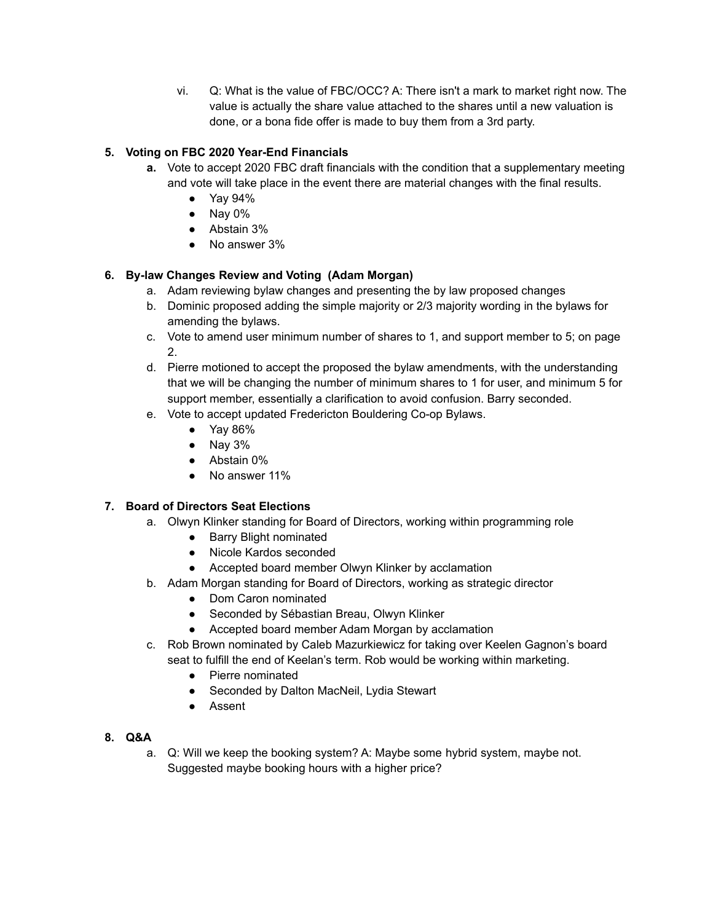vi. Q: What is the value of FBC/OCC? A: There isn't a mark to market right now. The value is actually the share value attached to the shares until a new valuation is done, or a bona fide offer is made to buy them from a 3rd party.

**5. Voting on FBC 2020 Year-End Financials**

**a.** Vote to accept 2020 FBC draft financials with the condition that a supplementary meeting and vote will take place in the event there are material changes with the final results.

- Yay 94%
- Nay 0%
- Abstain 3%
- No answer 3%

**6. By-law Changes Review and Voting (Adam Morgan)**

a. Adam reviewing bylaw changes and presenting the by law proposed changes

b. Dominic proposed adding the simple majority or 2/3 majority wording in the bylaws for amending the bylaws.

c. Vote to amend user minimum number of shares to 1, and support member to 5; on page 2.

d. Pierre motioned to accept the proposed the bylaw amendments, with the understanding that we will be changing the number of minimum shares to 1 for user, and minimum 5 for support member, essentially a clarification to avoid confusion. Barry seconded.

e. Vote to accept updated Fredericton Bouldering Co-op Bylaws.

- Yay 86%
- Nay 3%
- Abstain 0%
- No answer 11%

**7. Board of Directors Seat Elections**

a. Olwyn Klinker standing for Board of Directors, working within programming role

- Barry Blight nominated
- Nicole Kardos seconded
- Accepted board member Olwyn Klinker by acclamation

b. Adam Morgan standing for Board of Directors, working as strategic director

- Dom Caron nominated
- Seconded by Sébastian Breau, Olwyn Klinker
- Accepted board member Adam Morgan by acclamation

c. Rob Brown nominated by Caleb Mazurkiewicz for taking over Keelen Gagnon's board seat to fulfill the end of Keelan's term. Rob would be working within marketing.

- Pierre nominated
- Seconded by Dalton MacNeil, Lydia Stewart
- Assent

**8. Q&A**

a. Q: Will we keep the booking system? A: Maybe some hybrid system, maybe not. Suggested maybe booking hours with a higher price?